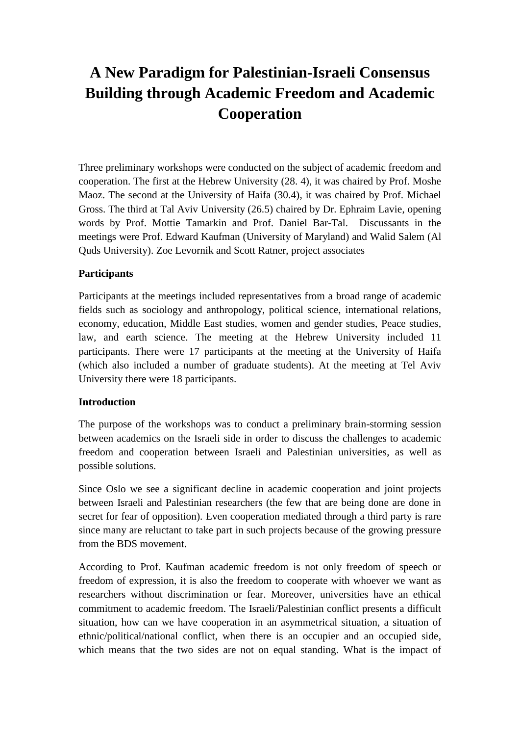# A New Paradigm for Palestinian-Israeli Consensus Building through Academic Freedom and Academic Cooperation

Three preliminary workshops were conducted on the subject of academic freedom and cooperation. The first at the Hebrew University (28. 4), it was chaired by Prof. Moshe Maoz. The second at the University of Haifa (30.4), it was chaired by Prof. Michael Gross. The third at Tal Aviv University (26.5) chaired by Dr. Ephraim Lavie, opening words by Prof. Mottie Tamarkin and Prof. Daniel Bar-Tal. Discussants in the meetings were Prof. Edward Kaufman (University of Maryland) and Walid Salem (Al Quds University). Zoe Levornik and Scott Ratner, project associates

**Participants**

Participants at the meetings included representatives from a broad range of academic fields such as sociology and anthropology, political science, international relations, economy, education, Middle East studies, women and gender studies, Peace studies, law, and earth science. The meeting at the Hebrew University included 11 participants. There were 17 participants at the meeting at the University of Haifa (which also included a number of graduate students). At the meeting at Tel Aviv University there were 18 participants.

**Introduction**

The purpose of the workshops was to conduct a preliminary brain-storming session between academics on the Israeli side in order to discuss the challenges to academic freedom and cooperation between Israeli and Palestinian universities, as well as possible solutions.

Since Oslo we see a significant decline in academic cooperation and joint projects between Israeli and Palestinian researchers (the few that are being done are done in secret for fear of opposition). Even cooperation mediated through a third party is rare since many are reluctant to take part in such projects because of the growing pressure from the BDS movement.

According to Prof. Kaufman academic freedom is not only freedom of speech or freedom of expression, it is also the freedom to cooperate with whoever we want as researchers without discrimination or fear. Moreover, universities have an ethical commitment to academic freedom. The Israeli/Palestinian conflict presents a difficult situation, how can we have cooperation in an asymmetrical situation, a situation of ethnic/political/national conflict, when there is an occupier and an occupied side, which means that the two sides are not on equal standing. What is the impact of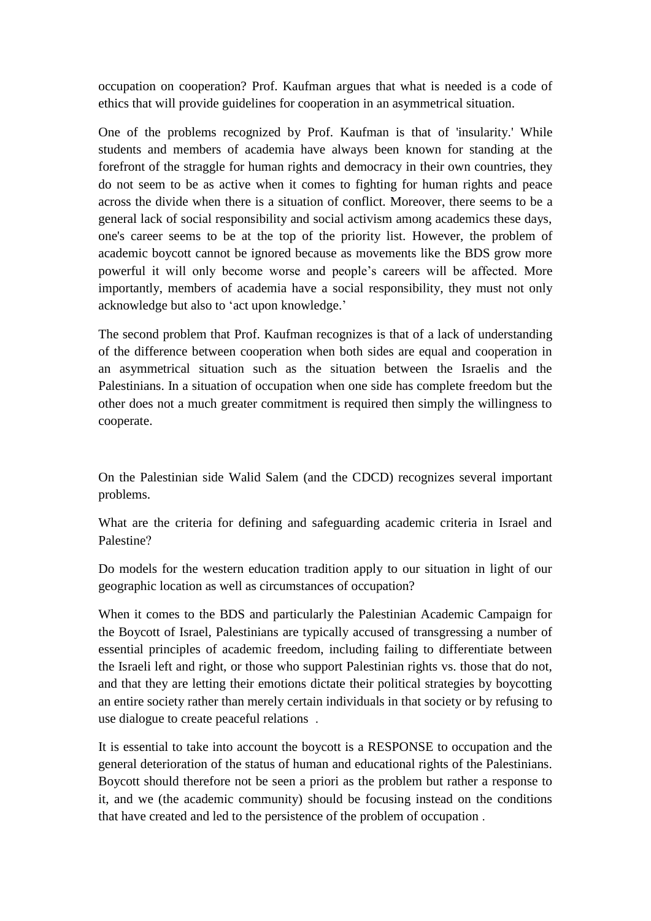occupation on cooperation? Prof. Kaufman argues that what is needed is a code of ethics that will provide guidelines for cooperation in an asymmetrical situation.

One of the problems recognized by Prof. Kaufman is that of 'insularity.' While students and members of academia have always been known for standing at the forefront of the straggle for human rights and democracy in their own countries, they do not seem to be as active when it comes to fighting for human rights and peace across the divide when there is a situation of conflict. Moreover, there seems to be a general lack of social responsibility and social activism among academics these days, one's career seems to be at the top of the priority list. However, the problem of academic boycott cannot be ignored because as movements like the BDS grow more powerful it will only become worse and people's careers will be affected. More importantly, members of academia have a social responsibility, they must not only acknowledge but also to 'act upon knowledge.'

The second problem that Prof. Kaufman recognizes is that of a lack of understanding of the difference between cooperation when both sides are equal and cooperation in an asymmetrical situation such as the situation between the Israelis and the Palestinians. In a situation of occupation when one side has complete freedom but the other does not a much greater commitment is required then simply the willingness to cooperate.

On the Palestinian side Walid Salem (and the CDCD) recognizes several important problems.

What are the criteria for defining and safeguarding academic criteria in Israel and Palestine?

Do models for the western education tradition apply to our situation in light of our geographic location as well as circumstances of occupation?

When it comes to the BDS and particularly the Palestinian Academic Campaign for the Boycott of Israel, Palestinians are typically accused of transgressing a number of essential principles of academic freedom, including failing to differentiate between the Israeli left and right, or those who support Palestinian rights vs. those that do not, and that they are letting their emotions dictate their political strategies by boycotting an entire society rather than merely certain individuals in that society or by refusing to use dialogue to create peaceful relations .

It is essential to take into account the boycott is a RESPONSE to occupation and the general deterioration of the status of human and educational rights of the Palestinians. Boycott should therefore not be seen a priori as the problem but rather a response to it, and we (the academic community) should be focusing instead on the conditions that have created and led to the persistence of the problem of occupation .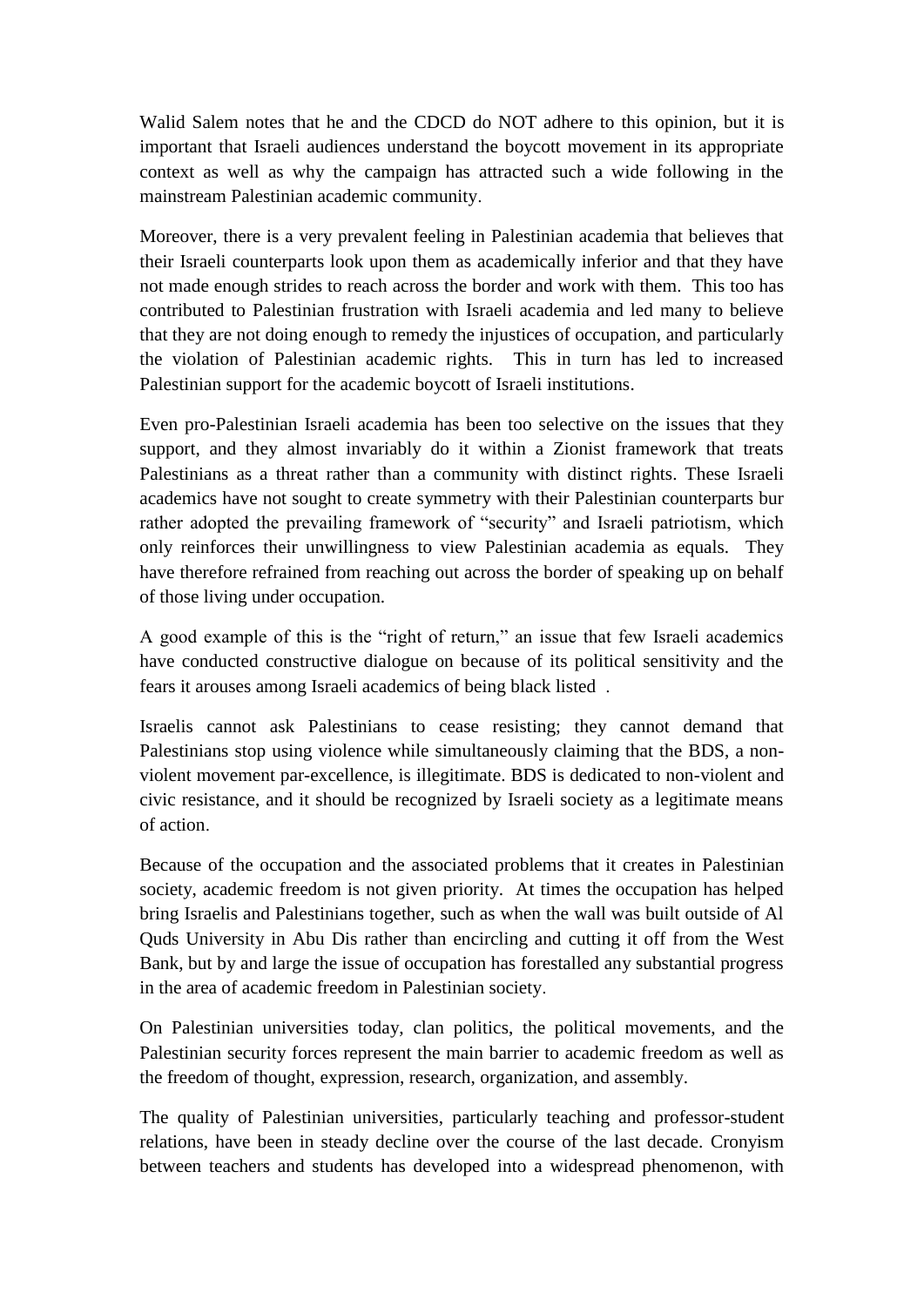Walid Salem notes that he and the CDCD do NOT adhere to this opinion, but it is important that Israeli audiences understand the boycott movement in its appropriate context as well as why the campaign has attracted such a wide following in the mainstream Palestinian academic community.

Moreover, there is a very prevalent feeling in Palestinian academia that believes that their Israeli counterparts look upon them as academically inferior and that they have not made enough strides to reach across the border and work with them. This too has contributed to Palestinian frustration with Israeli academia and led many to believe that they are not doing enough to remedy the injustices of occupation, and particularly the violation of Palestinian academic rights. This in turn has led to increased Palestinian support for the academic boycott of Israeli institutions.

Even pro-Palestinian Israeli academia has been too selective on the issues that they support, and they almost invariably do it within a Zionist framework that treats Palestinians as a threat rather than a community with distinct rights. These Israeli academics have not sought to create symmetry with their Palestinian counterparts bur rather adopted the prevailing framework of "security" and Israeli patriotism, which only reinforces their unwillingness to view Palestinian academia as equals. They have therefore refrained from reaching out across the border of speaking up on behalf of those living under occupation.

A good example of this is the "right of return," an issue that few Israeli academics have conducted constructive dialogue on because of its political sensitivity and the fears it arouses among Israeli academics of being black listed .

Israelis cannot ask Palestinians to cease resisting; they cannot demand that Palestinians stop using violence while simultaneously claiming that the BDS, a non-violent movement par-excellence, is illegitimate. BDS is dedicated to non-violent and civic resistance, and it should be recognized by Israeli society as a legitimate means of action.

Because of the occupation and the associated problems that it creates in Palestinian society, academic freedom is not given priority. At times the occupation has helped bring Israelis and Palestinians together, such as when the wall was built outside of Al Quds University in Abu Dis rather than encircling and cutting it off from the West Bank, but by and large the issue of occupation has forestalled any substantial progress in the area of academic freedom in Palestinian society.

On Palestinian universities today, clan politics, the political movements, and the Palestinian security forces represent the main barrier to academic freedom as well as the freedom of thought, expression, research, organization, and assembly.

The quality of Palestinian universities, particularly teaching and professor-student relations, have been in steady decline over the course of the last decade. Cronyism between teachers and students has developed into a widespread phenomenon, with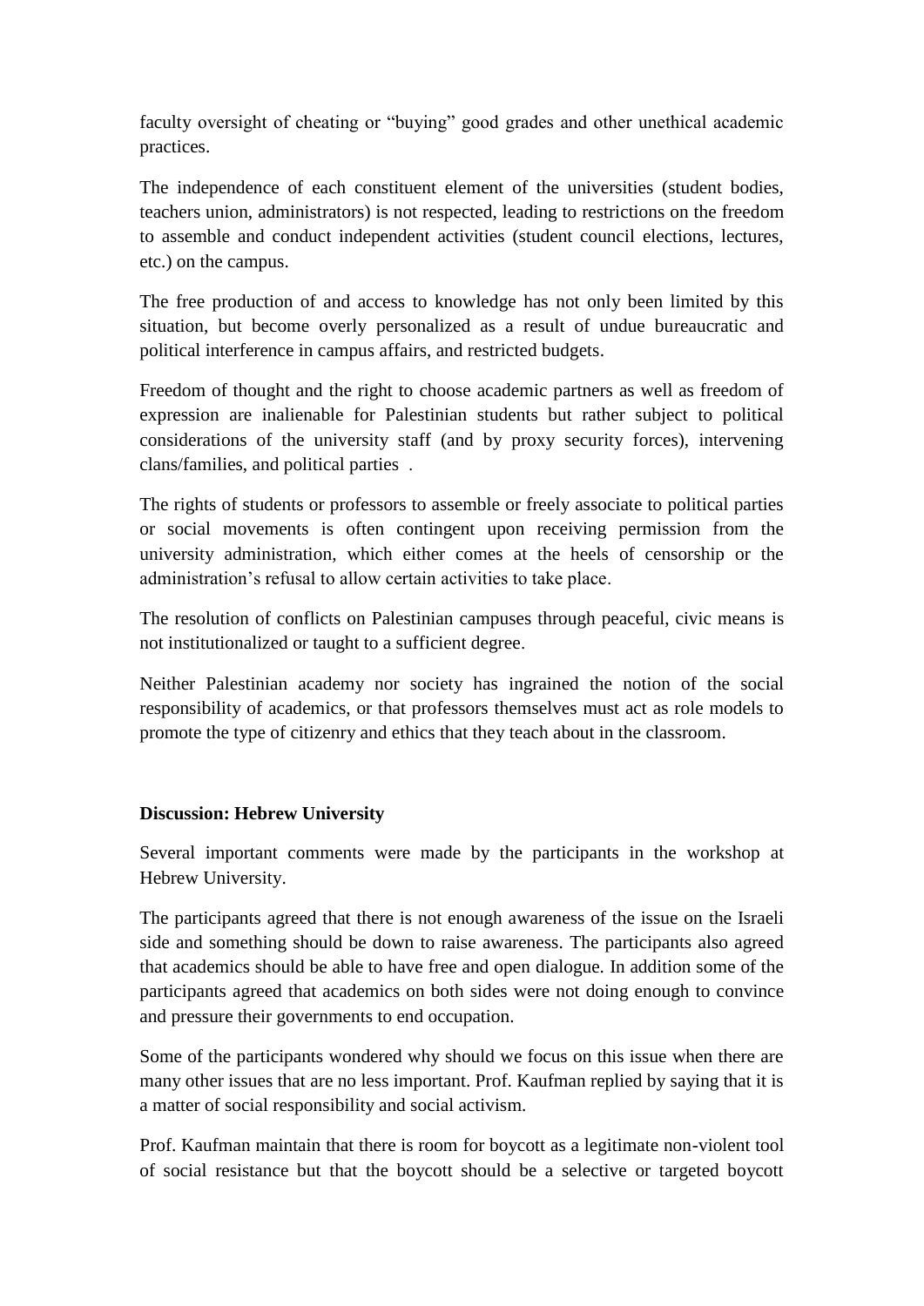faculty oversight of cheating or "buying" good grades and other unethical academic practices.

The independence of each constituent element of the universities (student bodies, teachers union, administrators) is not respected, leading to restrictions on the freedom to assemble and conduct independent activities (student council elections, lectures, etc.) on the campus.

The free production of and access to knowledge has not only been limited by this situation, but become overly personalized as a result of undue bureaucratic and political interference in campus affairs, and restricted budgets.

Freedom of thought and the right to choose academic partners as well as freedom of expression are inalienable for Palestinian students but rather subject to political considerations of the university staff (and by proxy security forces), intervening clans/families, and political parties .

The rights of students or professors to assemble or freely associate to political parties or social movements is often contingent upon receiving permission from the university administration, which either comes at the heels of censorship or the administration's refusal to allow certain activities to take place.

The resolution of conflicts on Palestinian campuses through peaceful, civic means is not institutionalized or taught to a sufficient degree.

Neither Palestinian academy nor society has ingrained the notion of the social responsibility of academics, or that professors themselves must act as role models to promote the type of citizenry and ethics that they teach about in the classroom.

**Discussion: Hebrew University**

Several important comments were made by the participants in the workshop at Hebrew University.

The participants agreed that there is not enough awareness of the issue on the Israeli side and something should be down to raise awareness. The participants also agreed that academics should be able to have free and open dialogue. In addition some of the participants agreed that academics on both sides were not doing enough to convince and pressure their governments to end occupation.

Some of the participants wondered why should we focus on this issue when there are many other issues that are no less important. Prof. Kaufman replied by saying that it is a matter of social responsibility and social activism.

Prof. Kaufman maintain that there is room for boycott as a legitimate non-violent tool of social resistance but that the boycott should be a selective or targeted boycott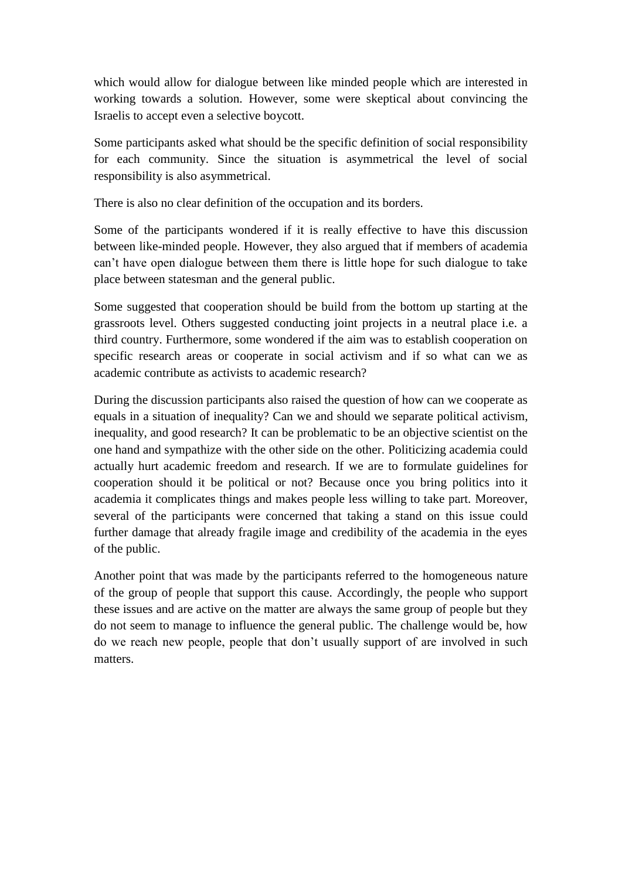which would allow for dialogue between like minded people which are interested in working towards a solution. However, some were skeptical about convincing the Israelis to accept even a selective boycott.

Some participants asked what should be the specific definition of social responsibility for each community. Since the situation is asymmetrical the level of social responsibility is also asymmetrical.

There is also no clear definition of the occupation and its borders.

Some of the participants wondered if it is really effective to have this discussion between like-minded people. However, they also argued that if members of academia can't have open dialogue between them there is little hope for such dialogue to take place between statesman and the general public.

Some suggested that cooperation should be build from the bottom up starting at the grassroots level. Others suggested conducting joint projects in a neutral place i.e. a third country. Furthermore, some wondered if the aim was to establish cooperation on specific research areas or cooperate in social activism and if so what can we as academic contribute as activists to academic research?

During the discussion participants also raised the question of how can we cooperate as equals in a situation of inequality? Can we and should we separate political activism, inequality, and good research? It can be problematic to be an objective scientist on the one hand and sympathize with the other side on the other. Politicizing academia could actually hurt academic freedom and research. If we are to formulate guidelines for cooperation should it be political or not? Because once you bring politics into it academia it complicates things and makes people less willing to take part. Moreover, several of the participants were concerned that taking a stand on this issue could further damage that already fragile image and credibility of the academia in the eyes of the public.

Another point that was made by the participants referred to the homogeneous nature of the group of people that support this cause. Accordingly, the people who support these issues and are active on the matter are always the same group of people but they do not seem to manage to influence the general public. The challenge would be, how do we reach new people, people that don't usually support of are involved in such matters.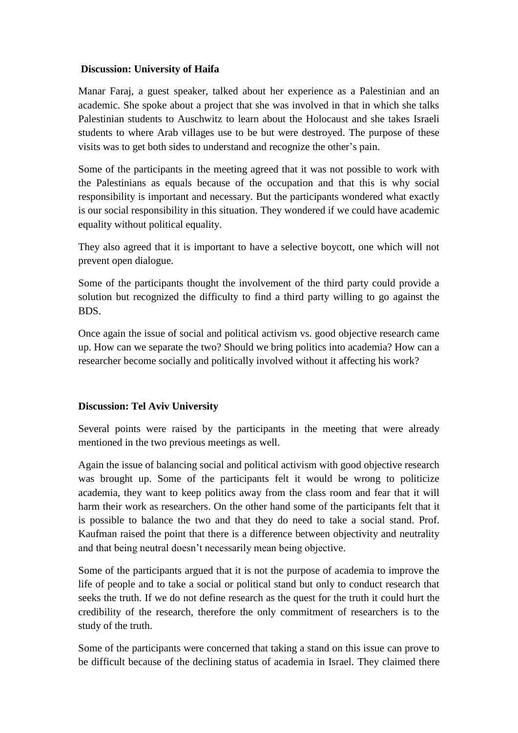**Discussion: University of Haifa**

Manar Faraj, a guest speaker, talked about her experience as a Palestinian and an academic. She spoke about a project that she was involved in that in which she talks Palestinian students to Auschwitz to learn about the Holocaust and she takes Israeli students to where Arab villages use to be but were destroyed. The purpose of these visits was to get both sides to understand and recognize the other's pain.

Some of the participants in the meeting agreed that it was not possible to work with the Palestinians as equals because of the occupation and that this is why social responsibility is important and necessary. But the participants wondered what exactly is our social responsibility in this situation. They wondered if we could have academic equality without political equality.

They also agreed that it is important to have a selective boycott, one which will not prevent open dialogue.

Some of the participants thought the involvement of the third party could provide a solution but recognized the difficulty to find a third party willing to go against the BDS.

Once again the issue of social and political activism vs. good objective research came up. How can we separate the two? Should we bring politics into academia? How can a researcher become socially and politically involved without it affecting his work?

**Discussion: Tel Aviv University**

Several points were raised by the participants in the meeting that were already mentioned in the two previous meetings as well.

Again the issue of balancing social and political activism with good objective research was brought up. Some of the participants felt it would be wrong to politicize academia, they want to keep politics away from the class room and fear that it will harm their work as researchers. On the other hand some of the participants felt that it is possible to balance the two and that they do need to take a social stand. Prof. Kaufman raised the point that there is a difference between objectivity and neutrality and that being neutral doesn't necessarily mean being objective.

Some of the participants argued that it is not the purpose of academia to improve the life of people and to take a social or political stand but only to conduct research that seeks the truth. If we do not define research as the quest for the truth it could hurt the credibility of the research, therefore the only commitment of researchers is to the study of the truth.

Some of the participants were concerned that taking a stand on this issue can prove to be difficult because of the declining status of academia in Israel. They claimed there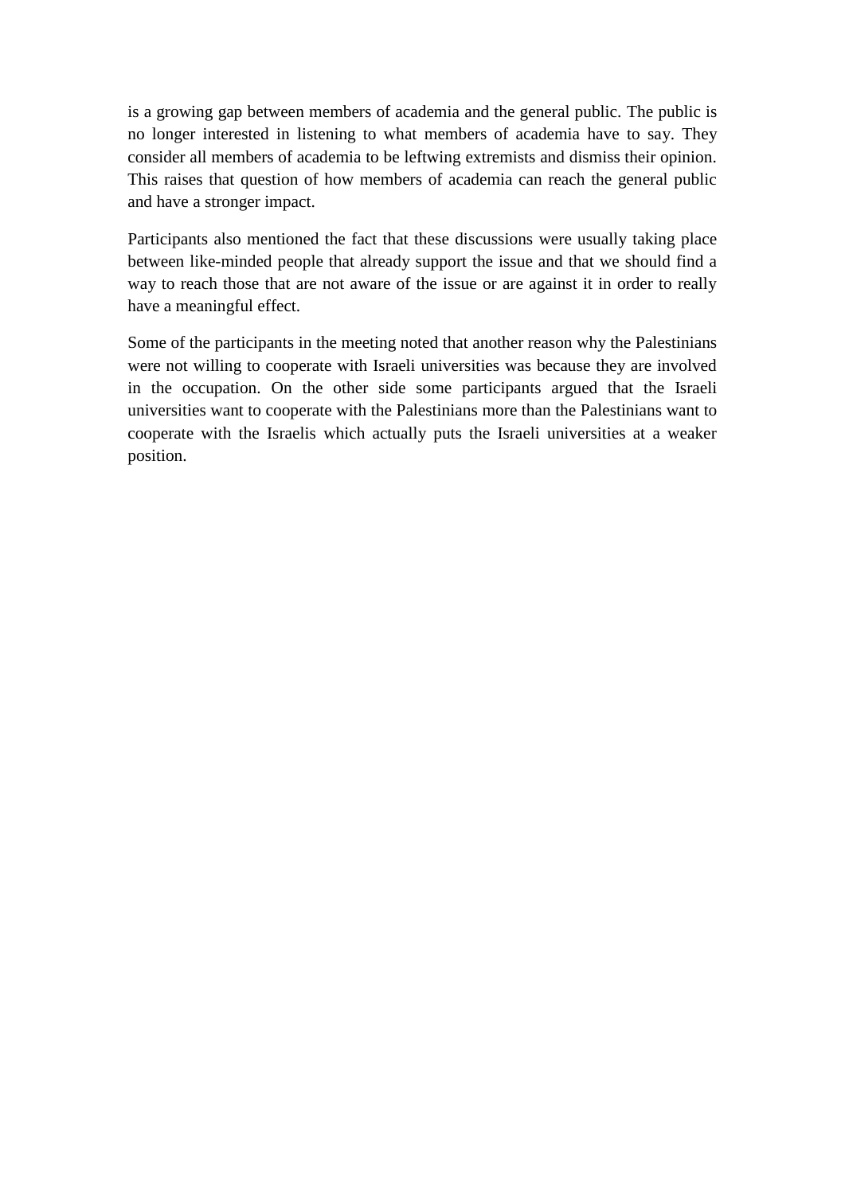is a growing gap between members of academia and the general public. The public is no longer interested in listening to what members of academia have to say. They consider all members of academia to be leftwing extremists and dismiss their opinion. This raises that question of how members of academia can reach the general public and have a stronger impact.

Participants also mentioned the fact that these discussions were usually taking place between like-minded people that already support the issue and that we should find a way to reach those that are not aware of the issue or are against it in order to really have a meaningful effect.

Some of the participants in the meeting noted that another reason why the Palestinians were not willing to cooperate with Israeli universities was because they are involved in the occupation. On the other side some participants argued that the Israeli universities want to cooperate with the Palestinians more than the Palestinians want to cooperate with the Israelis which actually puts the Israeli universities at a weaker position.